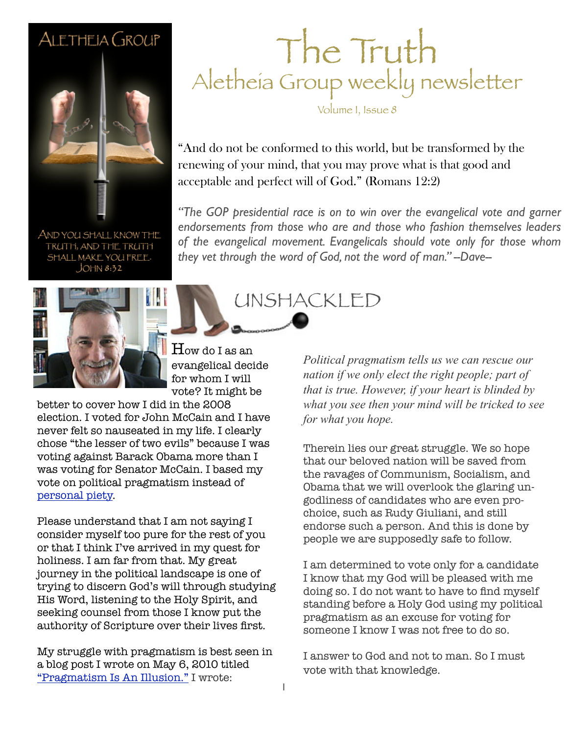ALETHEIA GROUP

AND YOU SHALL KNOW THE TRUTH, AND THE TRUTH SHALL MAKE YOU FREE. JOHN 8:32

# The Truth

## Aletheia Group weekly newsletter

Volume I, Issue 8

"And do not be conformed to this world, but be transformed by the renewing of your mind, that you may prove what is that good and acceptable and perfect will of God." (Romans 12:2)

*"The GOP presidential race is on to win over the evangelical vote and garner endorsements from those who are and those who fashion themselves leaders of the evangelical movement. Evangelicals should vote only for those whom they vet through the word of God, not the word of man." --Dave--*

## UNSHACKLED

How do I as an evangelical decide for whom I will vote? It might be better to cover how I did in the 2008 election. I voted for John McCain and I have never felt so nauseated in my life. I clearly chose "the lesser of two evils" because I was voting against Barack Obama more than I was voting for Senator McCain. I based my vote on political pragmatism instead of personal piety.

Please understand that I am not saying I consider myself too pure for the rest of you or that I think I've arrived in my quest for holiness. I am far from that. My great journey in the political landscape is one of trying to discern God's will through studying His Word, listening to the Holy Spirit, and seeking counsel from those I know put the authority of Scripture over their lives first.

My struggle with pragmatism is best seen in a blog post I wrote on May 6, 2010 titled "Pragmatism Is An Illusion." I wrote:

*Political pragmatism tells us we can rescue our nation if we only elect the right people; part of that is true. However, if your heart is blinded by what you see then your mind will be tricked to see for what you hope.*

Therein lies our great struggle. We so hope that our beloved nation will be saved from the ravages of Communism, Socialism, and Obama that we will overlook the glaring un-godliness of candidates who are even pro-choice, such as Rudy Giuliani, and still endorse such a person. And this is done by people we are supposedly safe to follow.

I am determined to vote only for a candidate I know that my God will be pleased with me doing so. I do not want to have to find myself standing before a Holy God using my political pragmatism as an excuse for voting for someone I know I was not free to do so.

I answer to God and not to man. So I must vote with that knowledge.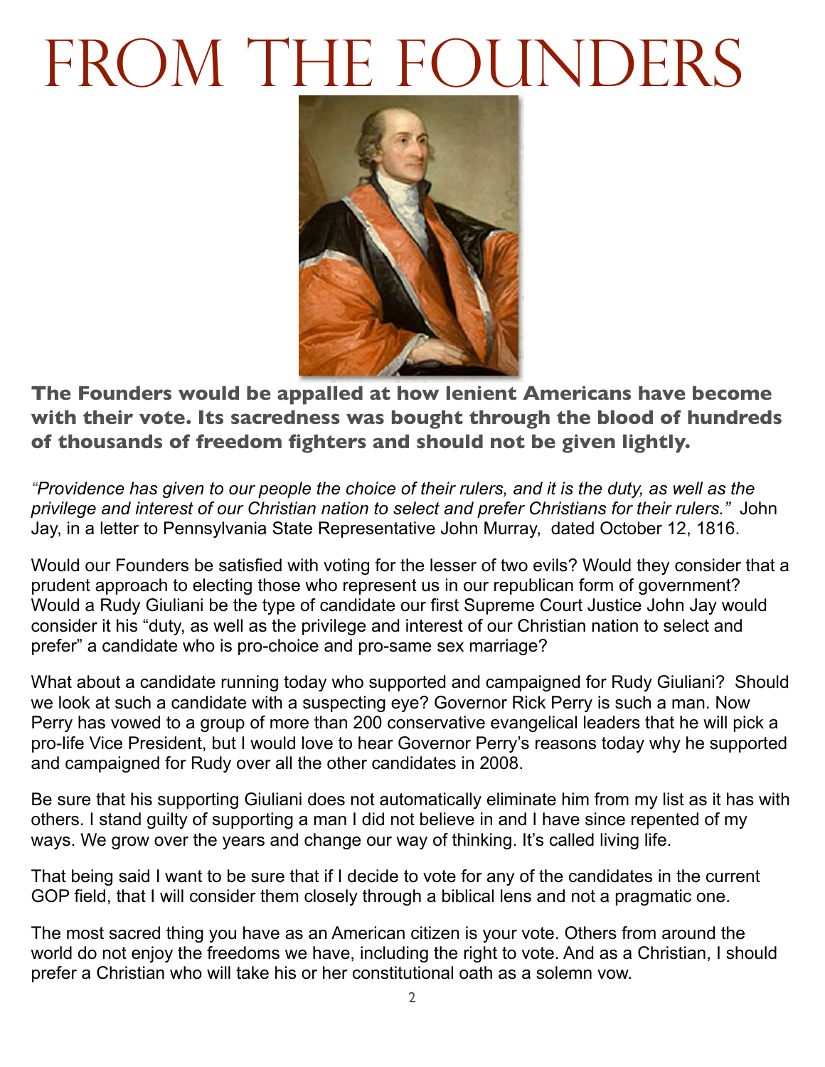# From the Founders

**The Founders would be appalled at how lenient Americans have become with their vote. Its sacredness was bought through the blood of hundreds of thousands of freedom fighters and should not be given lightly.**

*"Providence has given to our people the choice of their rulers, and it is the duty, as well as the privilege and interest of our Christian nation to select and prefer Christians for their rulers."* John Jay, in a letter to Pennsylvania State Representative John Murray, dated October 12, 1816.

Would our Founders be satisfied with voting for the lesser of two evils? Would they consider that a prudent approach to electing those who represent us in our republican form of government? Would a Rudy Giuliani be the type of candidate our first Supreme Court Justice John Jay would consider it his "duty, as well as the privilege and interest of our Christian nation to select and prefer" a candidate who is pro-choice and pro-same sex marriage?

What about a candidate running today who supported and campaigned for Rudy Giuliani? Should we look at such a candidate with a suspecting eye? Governor Rick Perry is such a man. Now Perry has vowed to a group of more than 200 conservative evangelical leaders that he will pick a pro-life Vice President, but I would love to hear Governor Perry's reasons today why he supported and campaigned for Rudy over all the other candidates in 2008.

Be sure that his supporting Giuliani does not automatically eliminate him from my list as it has with others. I stand guilty of supporting a man I did not believe in and I have since repented of my ways. We grow over the years and change our way of thinking. It's called living life.

That being said I want to be sure that if I decide to vote for any of the candidates in the current GOP field, that I will consider them closely through a biblical lens and not a pragmatic one.

The most sacred thing you have as an American citizen is your vote. Others from around the world do not enjoy the freedoms we have, including the right to vote. And as a Christian, I should prefer a Christian who will take his or her constitutional oath as a solemn vow.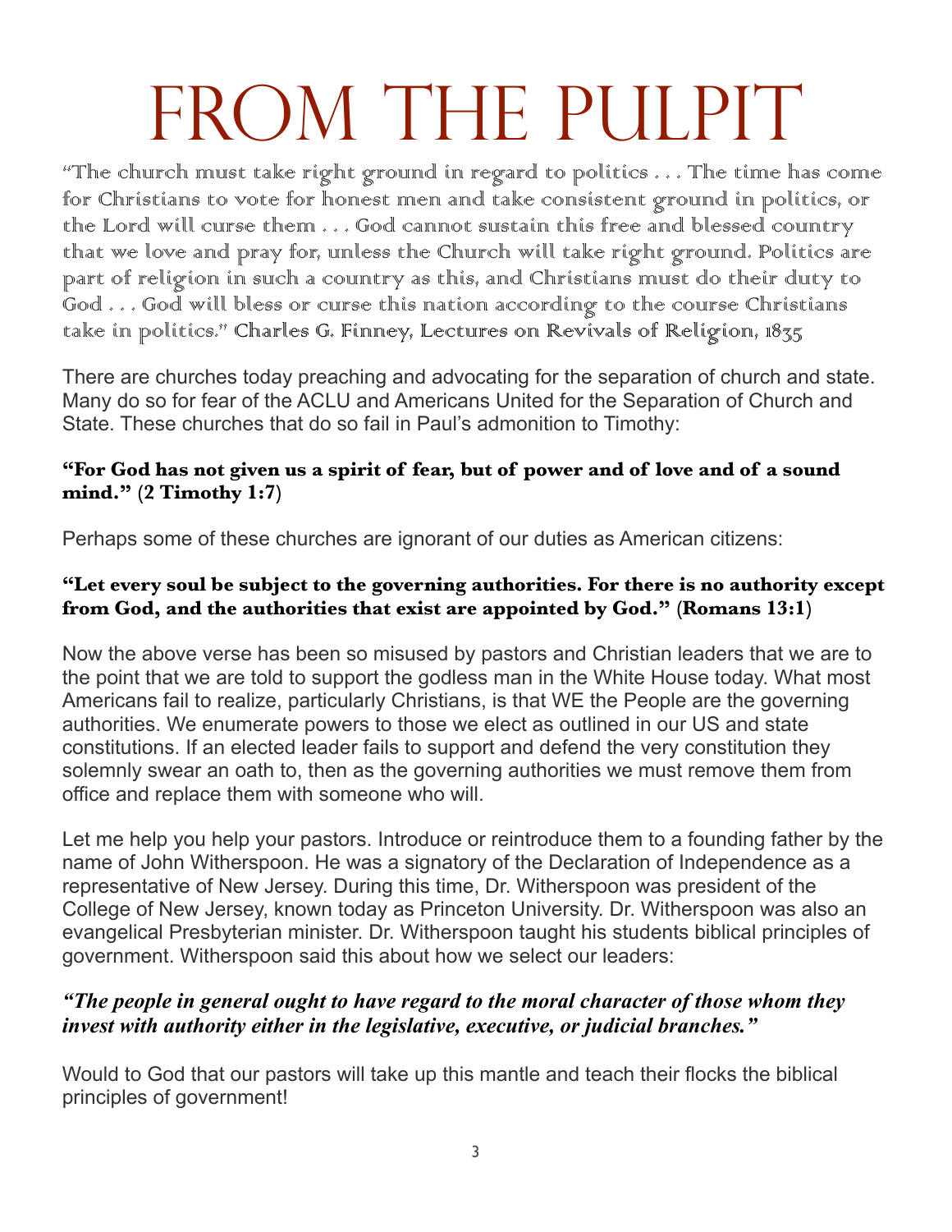# FROM THE PULPIT

"The church must take right ground in regard to politics . . . The time has come for Christians to vote for honest men and take consistent ground in politics, or the Lord will curse them . . . God cannot sustain this free and blessed country that we love and pray for, unless the Church will take right ground. Politics are part of religion in such a country as this, and Christians must do their duty to God . . . God will bless or curse this nation according to the course Christians take in politics." Charles G. Finney, Lectures on Revivals of Religion, 1835

There are churches today preaching and advocating for the separation of church and state. Many do so for fear of the ACLU and Americans United for the Separation of Church and State. These churches that do so fail in Paul's admonition to Timothy:

**"For God has not given us a spirit of fear, but of power and of love and of a sound mind." (2 Timothy 1:7)**

Perhaps some of these churches are ignorant of our duties as American citizens:

**"Let every soul be subject to the governing authorities. For there is no authority except from God, and the authorities that exist are appointed by God." (Romans 13:1)**

Now the above verse has been so misused by pastors and Christian leaders that we are to the point that we are told to support the godless man in the White House today. What most Americans fail to realize, particularly Christians, is that WE the People are the governing authorities. We enumerate powers to those we elect as outlined in our US and state constitutions. If an elected leader fails to support and defend the very constitution they solemnly swear an oath to, then as the governing authorities we must remove them from office and replace them with someone who will.

Let me help you help your pastors. Introduce or reintroduce them to a founding father by the name of John Witherspoon. He was a signatory of the Declaration of Independence as a representative of New Jersey. During this time, Dr. Witherspoon was president of the College of New Jersey, known today as Princeton University. Dr. Witherspoon was also an evangelical Presbyterian minister. Dr. Witherspoon taught his students biblical principles of government. Witherspoon said this about how we select our leaders:

***"The people in general ought to have regard to the moral character of those whom they invest with authority either in the legislative, executive, or judicial branches."***

Would to God that our pastors will take up this mantle and teach their flocks the biblical principles of government!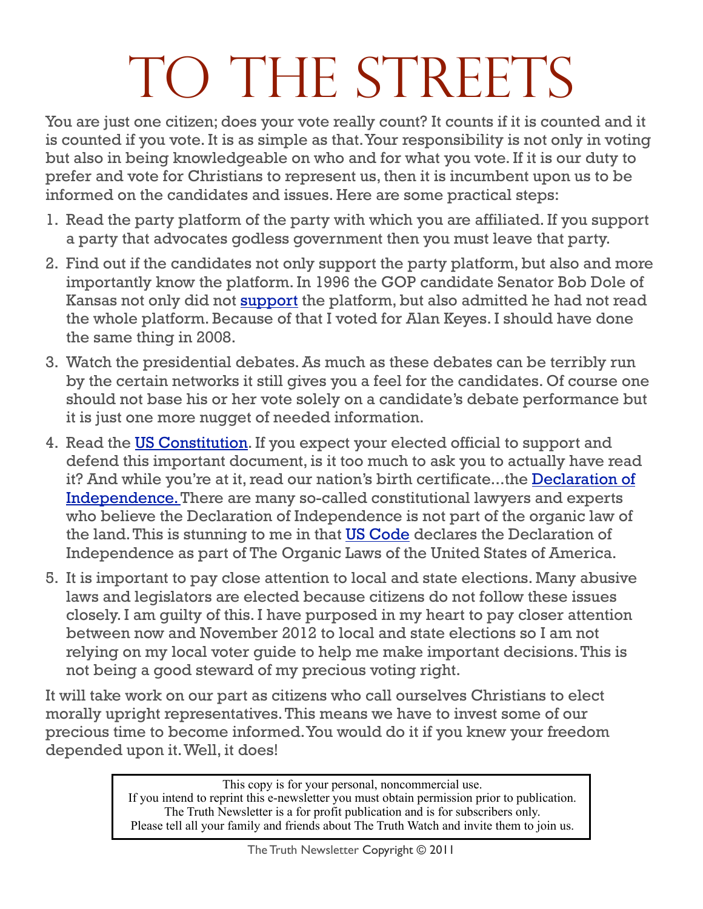# To The Streets

You are just one citizen; does your vote really count? It counts if it is counted and it is counted if you vote. It is as simple as that. Your responsibility is not only in voting but also in being knowledgeable on who and for what you vote. If it is our duty to prefer and vote for Christians to represent us, then it is incumbent upon us to be informed on the candidates and issues. Here are some practical steps:

1. Read the party platform of the party with which you are affiliated. If you support a party that advocates godless government then you must leave that party.
2. Find out if the candidates not only support the party platform, but also and more importantly know the platform. In 1996 the GOP candidate Senator Bob Dole of Kansas not only did not support the platform, but also admitted he had not read the whole platform. Because of that I voted for Alan Keyes. I should have done the same thing in 2008.
3. Watch the presidential debates. As much as these debates can be terribly run by the certain networks it still gives you a feel for the candidates. Of course one should not base his or her vote solely on a candidate's debate performance but it is just one more nugget of needed information.
4. Read the US Constitution. If you expect your elected official to support and defend this important document, is it too much to ask you to actually have read it? And while you're at it, read our nation's birth certificate...the Declaration of Independence. There are many so-called constitutional lawyers and experts who believe the Declaration of Independence is not part of the organic law of the land. This is stunning to me in that US Code declares the Declaration of Independence as part of The Organic Laws of the United States of America.
5. It is important to pay close attention to local and state elections. Many abusive laws and legislators are elected because citizens do not follow these issues closely. I am guilty of this. I have purposed in my heart to pay closer attention between now and November 2012 to local and state elections so I am not relying on my local voter guide to help me make important decisions. This is not being a good steward of my precious voting right.

It will take work on our part as citizens who call ourselves Christians to elect morally upright representatives. This means we have to invest some of our precious time to become informed. You would do it if you knew your freedom depended upon it. Well, it does!

This copy is for your personal, noncommercial use.
If you intend to reprint this e-newsletter you must obtain permission prior to publication.
The Truth Newsletter is a for profit publication and is for subscribers only.
Please tell all your family and friends about The Truth Watch and invite them to join us.

The Truth Newsletter Copyright © 2011